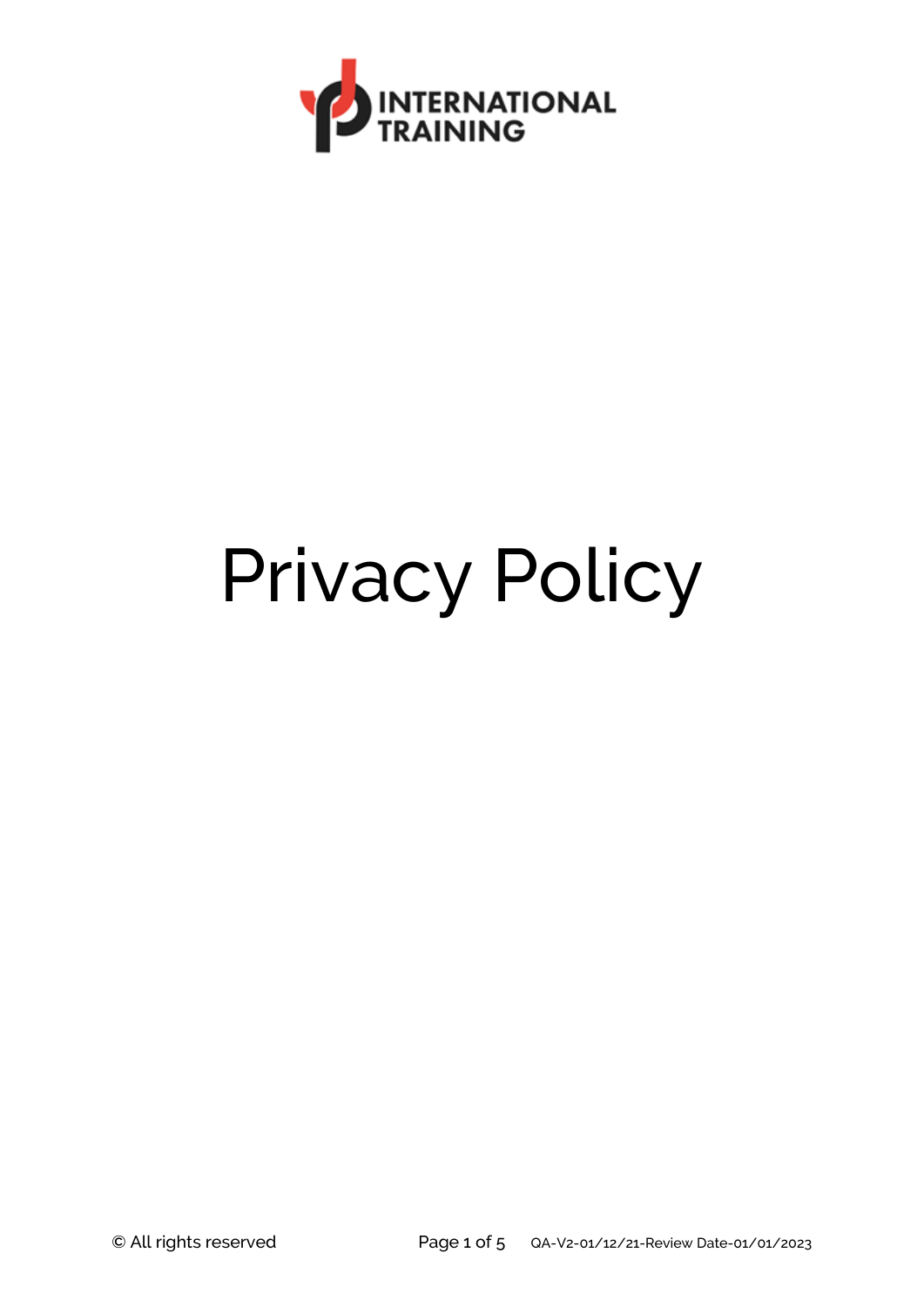INTERNATIONAL TRAINING

# Privacy Policy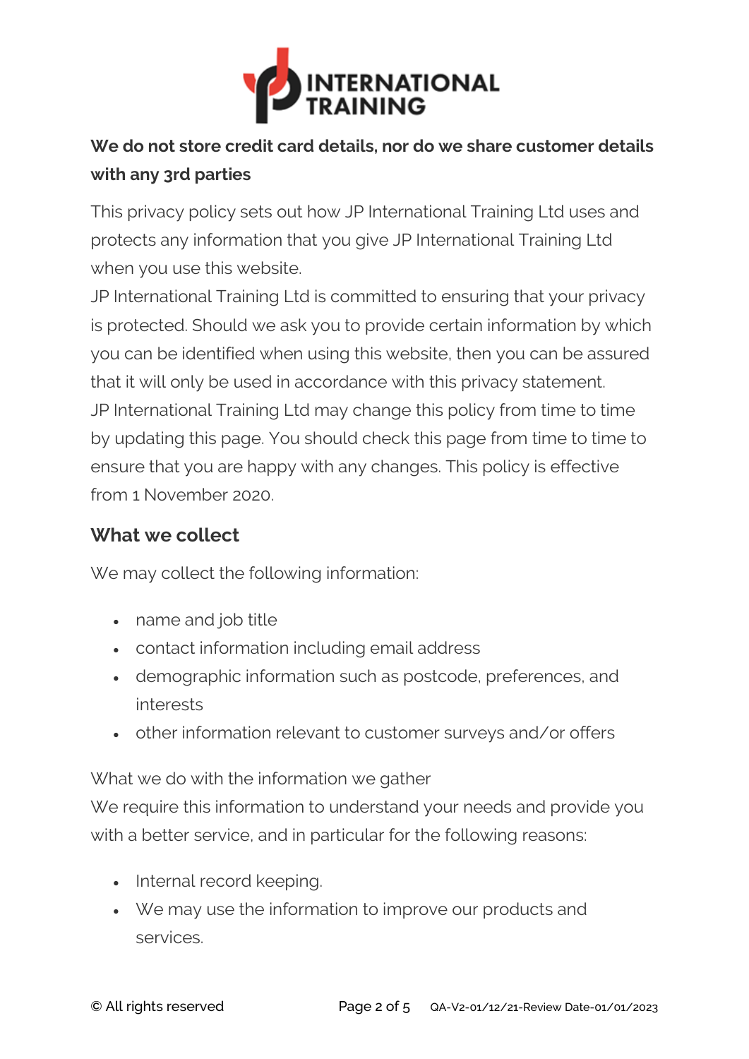**We do not store credit card details, nor do we share customer details with any 3rd parties**

This privacy policy sets out how JP International Training Ltd uses and protects any information that you give JP International Training Ltd when you use this website.

JP International Training Ltd is committed to ensuring that your privacy is protected. Should we ask you to provide certain information by which you can be identified when using this website, then you can be assured that it will only be used in accordance with this privacy statement.

JP International Training Ltd may change this policy from time to time by updating this page. You should check this page from time to time to ensure that you are happy with any changes. This policy is effective from 1 November 2020.

## What we collect

We may collect the following information:

- name and job title
- contact information including email address
- demographic information such as postcode, preferences, and interests
- other information relevant to customer surveys and/or offers

What we do with the information we gather

We require this information to understand your needs and provide you with a better service, and in particular for the following reasons:

- Internal record keeping.
- We may use the information to improve our products and services.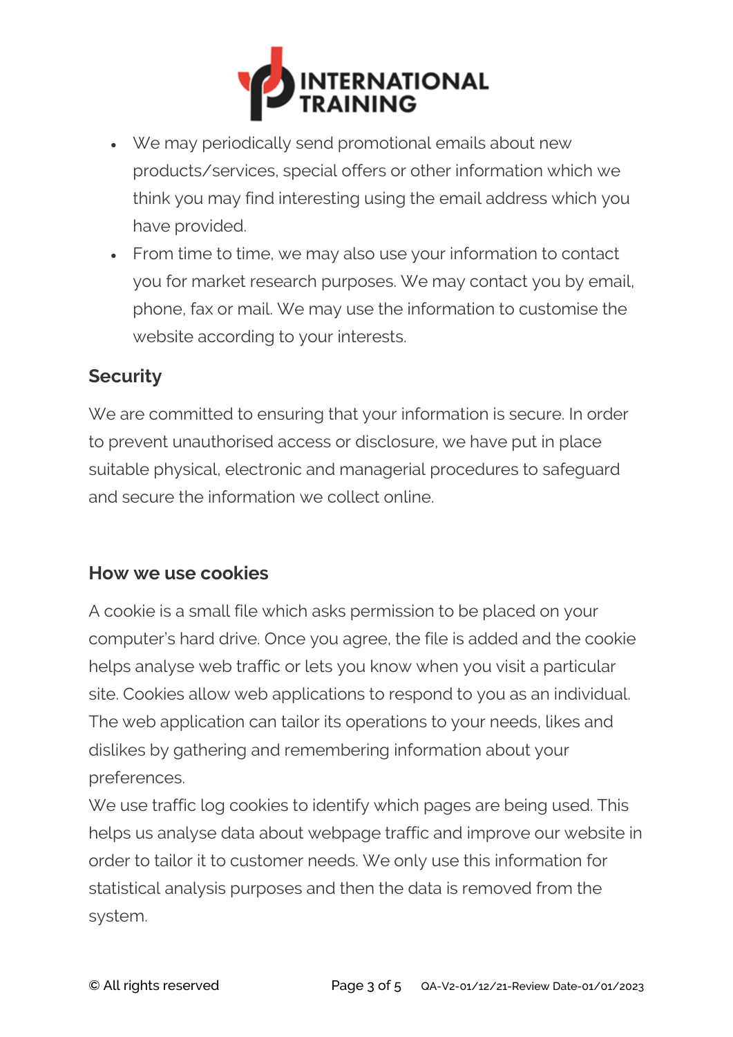- We may periodically send promotional emails about new products/services, special offers or other information which we think you may find interesting using the email address which you have provided.
- From time to time, we may also use your information to contact you for market research purposes. We may contact you by email, phone, fax or mail. We may use the information to customise the website according to your interests.

## Security

We are committed to ensuring that your information is secure. In order to prevent unauthorised access or disclosure, we have put in place suitable physical, electronic and managerial procedures to safeguard and secure the information we collect online.

## How we use cookies

A cookie is a small file which asks permission to be placed on your computer's hard drive. Once you agree, the file is added and the cookie helps analyse web traffic or lets you know when you visit a particular site. Cookies allow web applications to respond to you as an individual. The web application can tailor its operations to your needs, likes and dislikes by gathering and remembering information about your preferences.

We use traffic log cookies to identify which pages are being used. This helps us analyse data about webpage traffic and improve our website in order to tailor it to customer needs. We only use this information for statistical analysis purposes and then the data is removed from the system.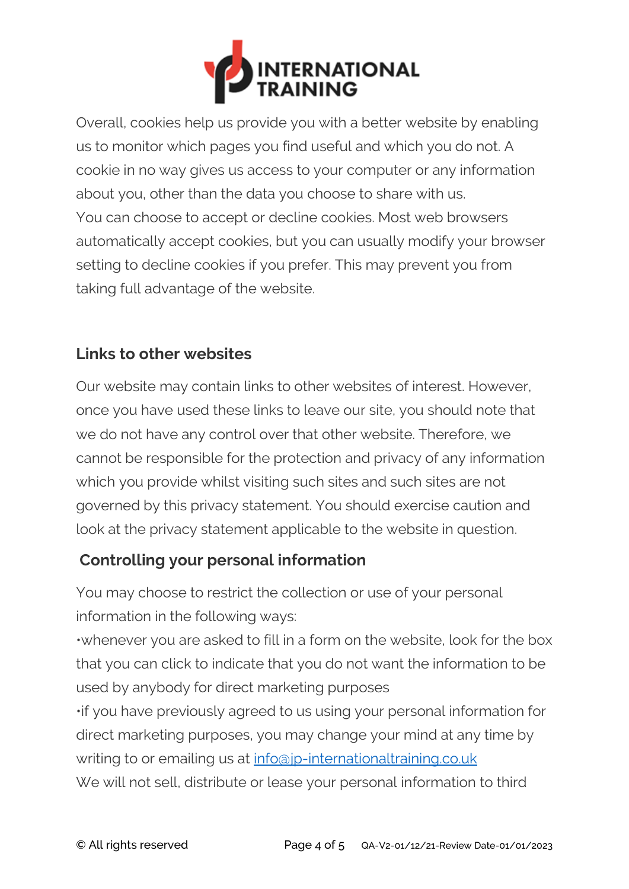Overall, cookies help us provide you with a better website by enabling us to monitor which pages you find useful and which you do not. A cookie in no way gives us access to your computer or any information about you, other than the data you choose to share with us.
You can choose to accept or decline cookies. Most web browsers automatically accept cookies, but you can usually modify your browser setting to decline cookies if you prefer. This may prevent you from taking full advantage of the website.

## Links to other websites

Our website may contain links to other websites of interest. However, once you have used these links to leave our site, you should note that we do not have any control over that other website. Therefore, we cannot be responsible for the protection and privacy of any information which you provide whilst visiting such sites and such sites are not governed by this privacy statement. You should exercise caution and look at the privacy statement applicable to the website in question.

## Controlling your personal information

You may choose to restrict the collection or use of your personal information in the following ways:

- whenever you are asked to fill in a form on the website, look for the box that you can click to indicate that you do not want the information to be used by anybody for direct marketing purposes
- if you have previously agreed to us using your personal information for direct marketing purposes, you may change your mind at any time by writing to or emailing us at info@jp-internationaltraining.co.uk

We will not sell, distribute or lease your personal information to third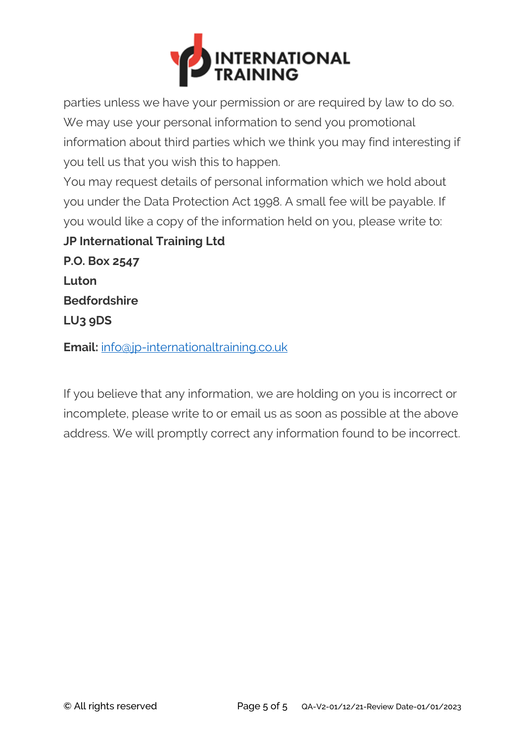parties unless we have your permission or are required by law to do so. We may use your personal information to send you promotional information about third parties which we think you may find interesting if you tell us that you wish this to happen.

You may request details of personal information which we hold about you under the Data Protection Act 1998. A small fee will be payable. If you would like a copy of the information held on you, please write to:

**JP International Training Ltd**

**P.O. Box 2547**

**Luton**

**Bedfordshire**

**LU3 9DS**

**Email:** info@jp-internationaltraining.co.uk

If you believe that any information, we are holding on you is incorrect or incomplete, please write to or email us as soon as possible at the above address. We will promptly correct any information found to be incorrect.